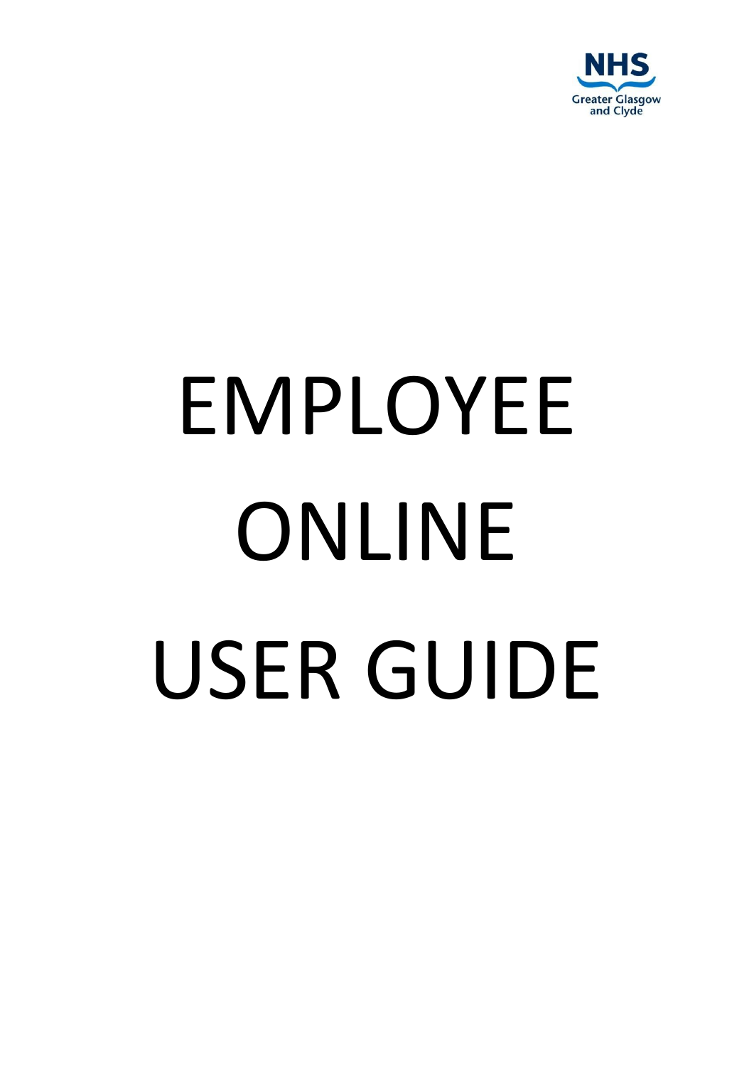NHS
Greater Glasgow
and Clyde

# EMPLOYEE ONLINE USER GUIDE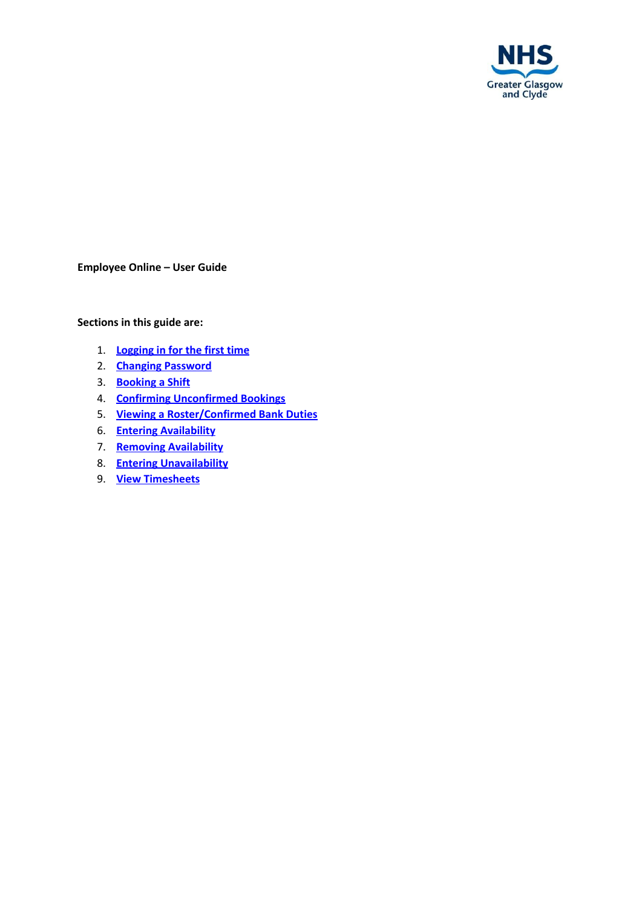**Employee Online – User Guide**

**Sections in this guide are:**

1. **Logging in for the first time**
2. **Changing Password**
3. **Booking a Shift**
4. **Confirming Unconfirmed Bookings**
5. **Viewing a Roster/Confirmed Bank Duties**
6. **Entering Availability**
7. **Removing Availability**
8. **Entering Unavailability**
9. **View Timesheets**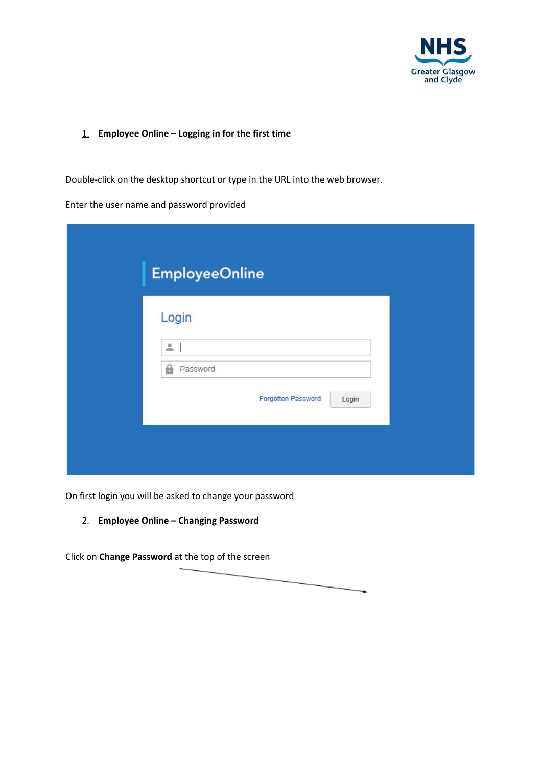1. **Employee Online – Logging in for the first time**

Double-click on the desktop shortcut or type in the URL into the web browser.

Enter the user name and password provided

On first login you will be asked to change your password

2. **Employee Online – Changing Password**

Click on **Change Password** at the top of the screen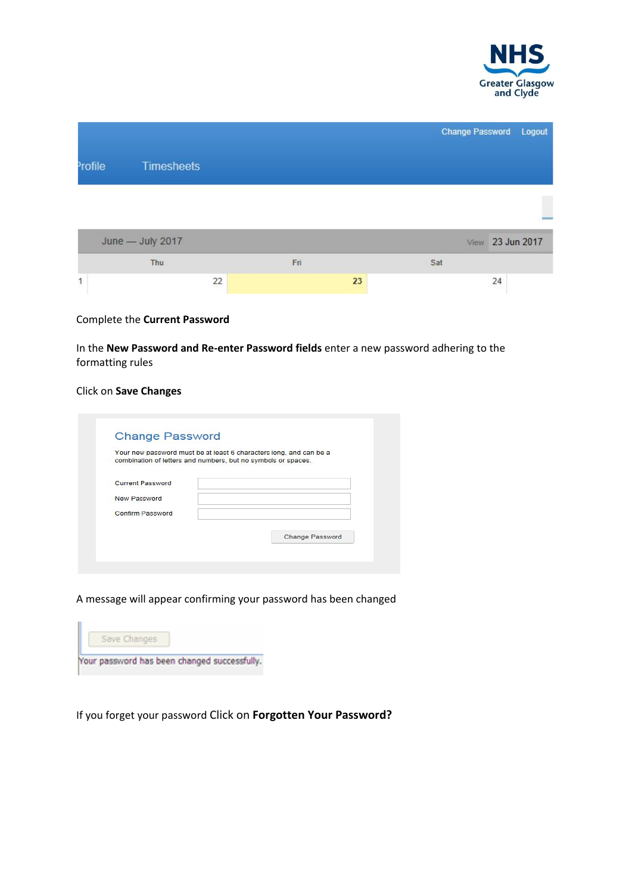Complete the **Current Password**

In the **New Password and Re-enter Password fields** enter a new password adhering to the formatting rules

Click on **Save Changes**

A message will appear confirming your password has been changed

If you forget your password Click on **Forgotten Your Password?**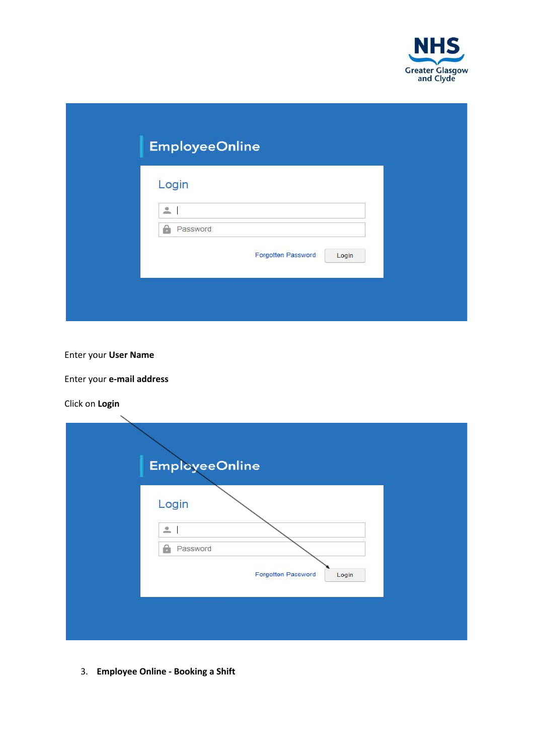Enter your **User Name**

Enter your **e-mail address**

Click on **Login**

3. **Employee Online - Booking a Shift**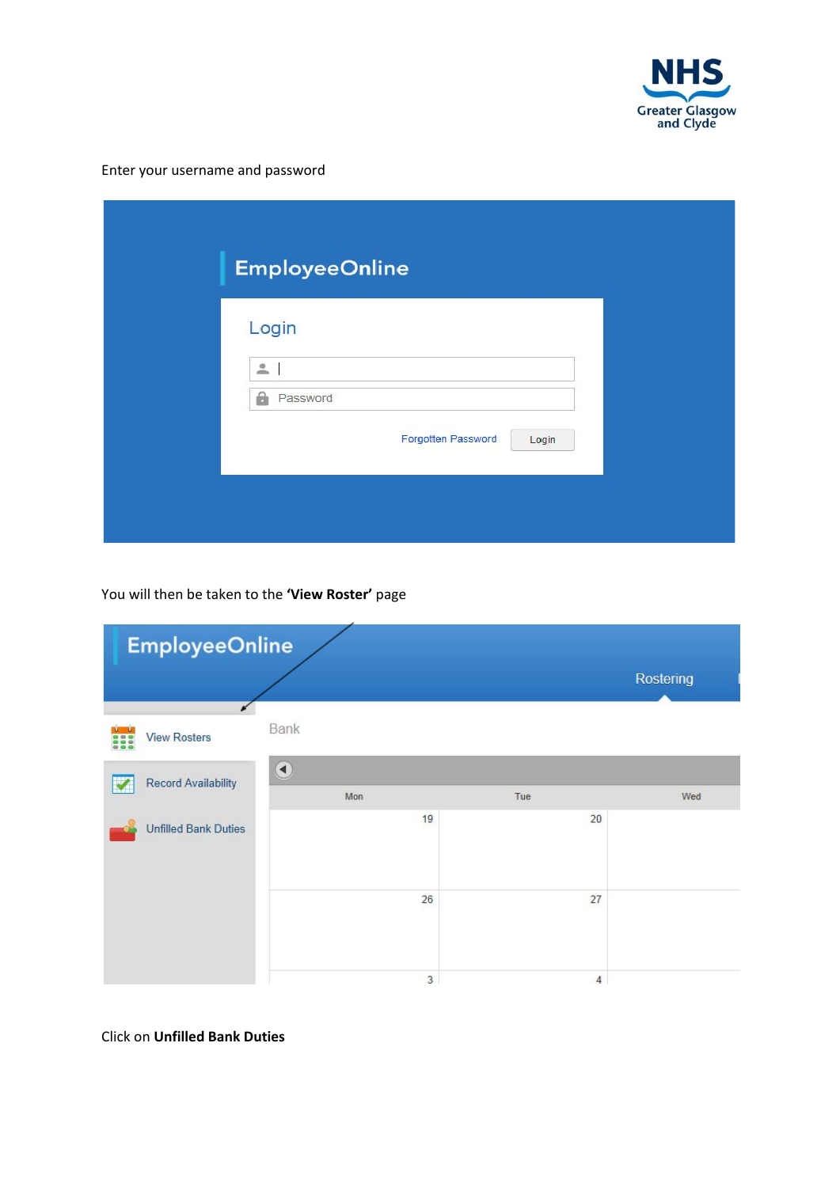Enter your username and password

EmployeeOnline

Login

Password

Forgotten Password Login

You will then be taken to the **'View Roster'** page

EmployeeOnline

Rostering

View Rosters

Record Availability

Unfilled Bank Duties

Bank

| Mon | Tue | Wed |
|---|---|---|
| 19 | 20 | |
| 26 | 27 | |
| 3 | 4 | |

Click on **Unfilled Bank Duties**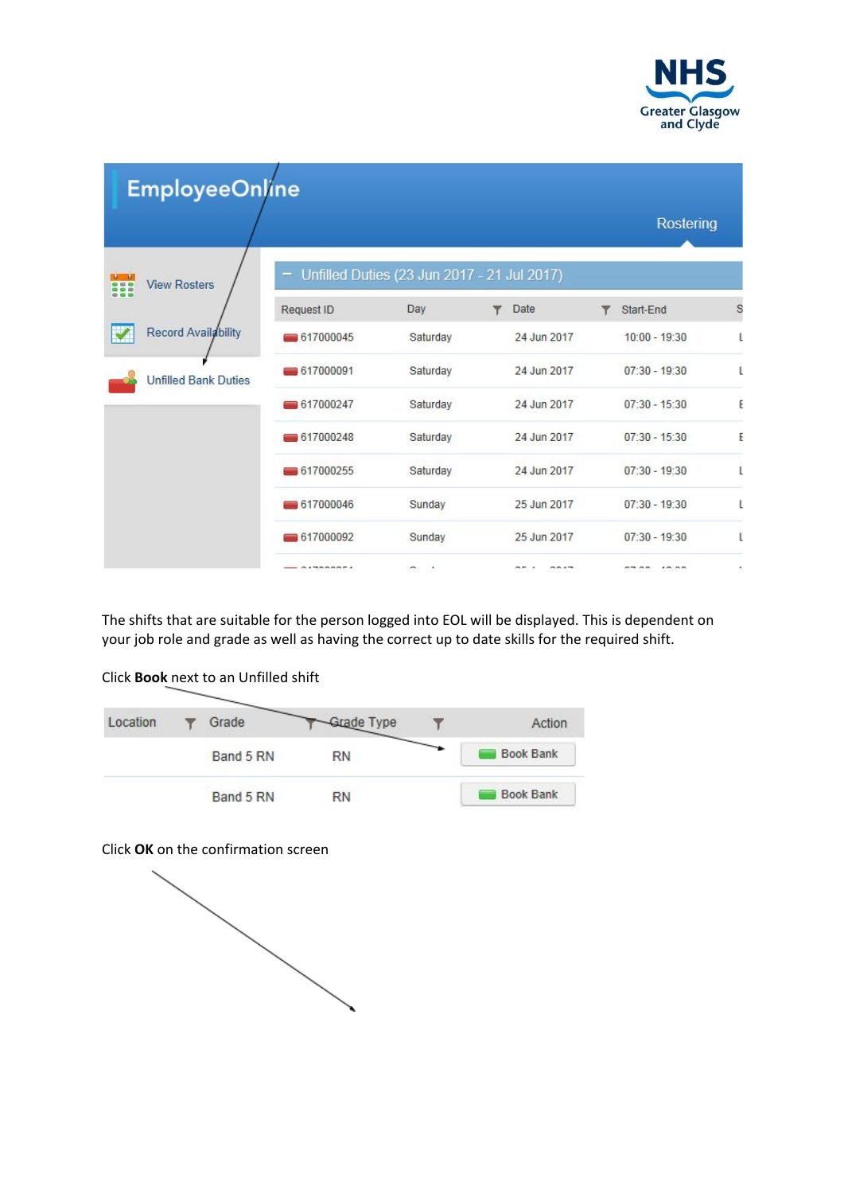EmployeeOnline

Rostering

- View Rosters
- Record Availability
- Unfilled Bank Duties

Unfilled Duties (23 Jun 2017 - 21 Jul 2017)

| Request ID | Day | Date | Start-End |
|---|---|---|---|
| 617000045 | Saturday | 24 Jun 2017 | 10:00 - 19:30 |
| 617000091 | Saturday | 24 Jun 2017 | 07:30 - 19:30 |
| 617000247 | Saturday | 24 Jun 2017 | 07:30 - 15:30 |
| 617000248 | Saturday | 24 Jun 2017 | 07:30 - 15:30 |
| 617000255 | Saturday | 24 Jun 2017 | 07:30 - 19:30 |
| 617000046 | Sunday | 25 Jun 2017 | 07:30 - 19:30 |
| 617000092 | Sunday | 25 Jun 2017 | 07:30 - 19:30 |

The shifts that are suitable for the person logged into EOL will be displayed. This is dependent on your job role and grade as well as having the correct up to date skills for the required shift.

Click **Book** next to an Unfilled shift

| Location | Grade | Grade Type | Action |
|---|---|---|---|
| | Band 5 RN | RN | Book Bank |
| | Band 5 RN | RN | Book Bank |

Click **OK** on the confirmation screen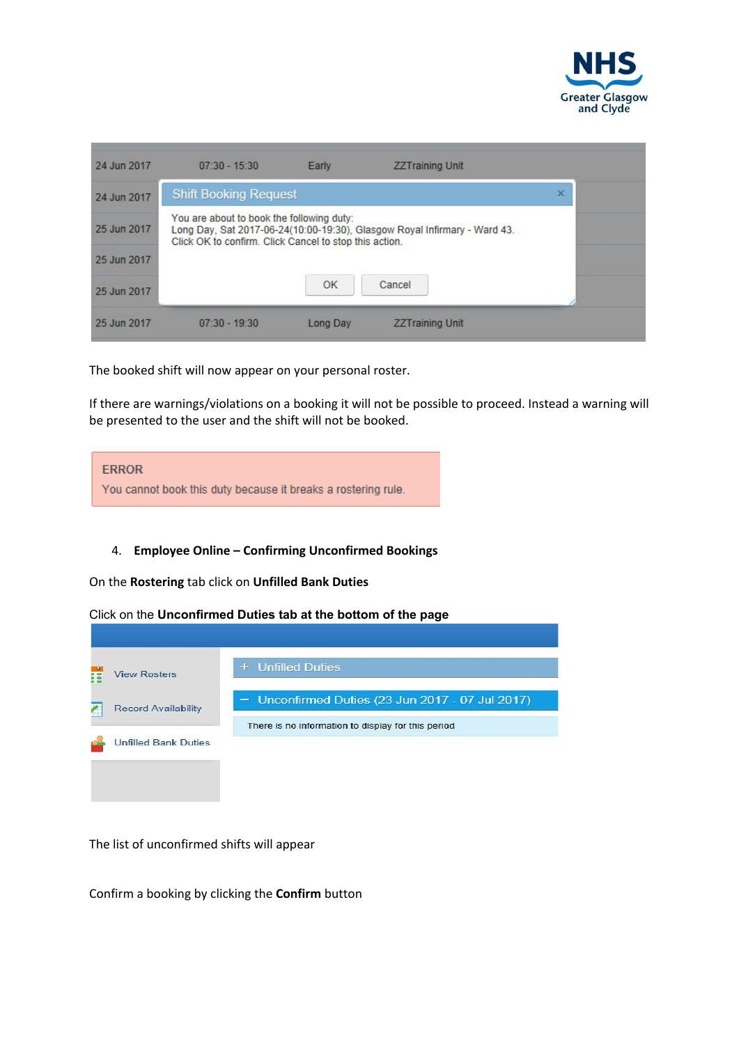The booked shift will now appear on your personal roster.

If there are warnings/violations on a booking it will not be possible to proceed. Instead a warning will be presented to the user and the shift will not be booked.

4. **Employee Online – Confirming Unconfirmed Bookings**

On the **Rostering** tab click on **Unfilled Bank Duties**

Click on the **Unconfirmed Duties tab at the bottom of the page**

The list of unconfirmed shifts will appear

Confirm a booking by clicking the **Confirm** button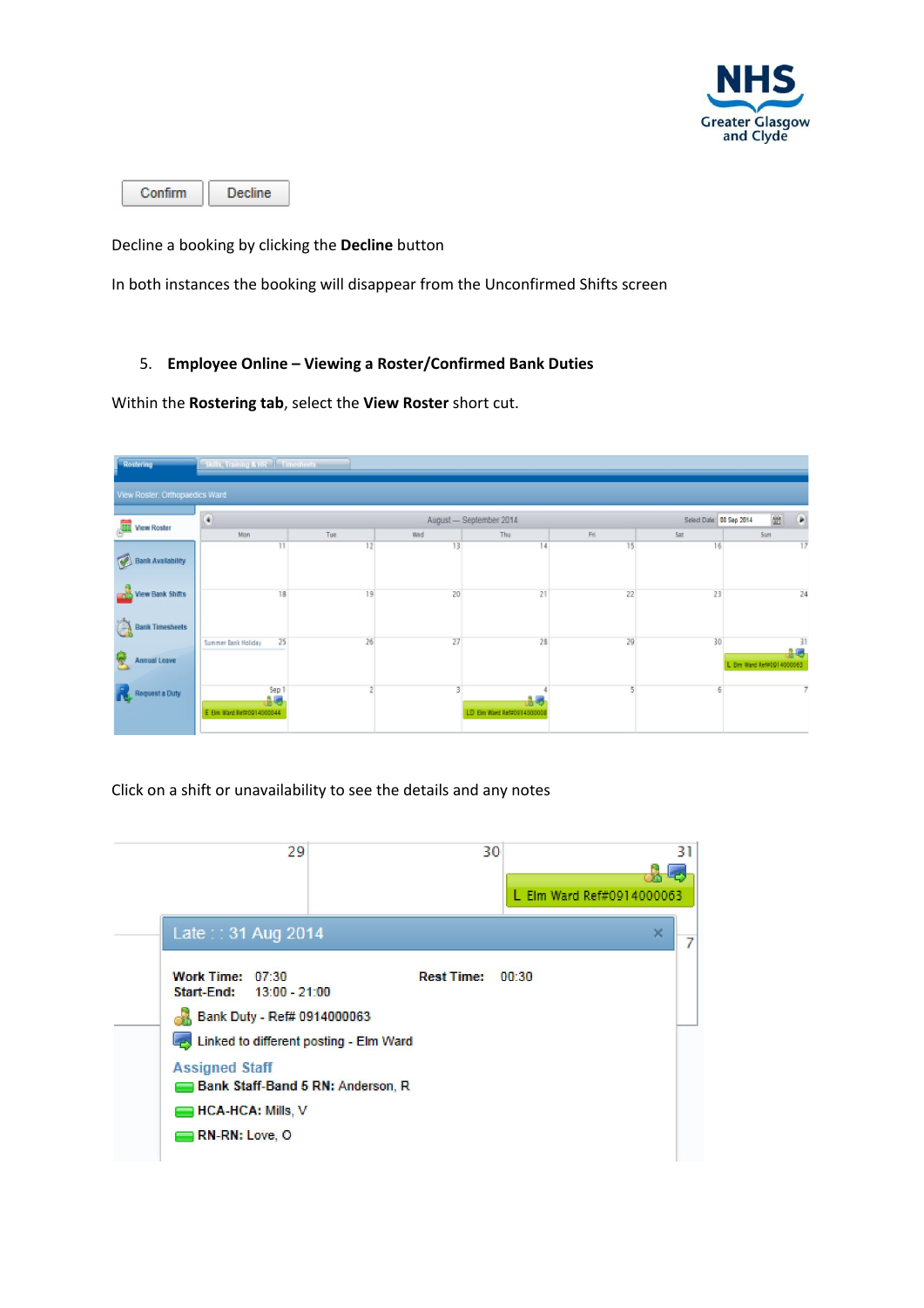Confirm   Decline

Decline a booking by clicking the **Decline** button

In both instances the booking will disappear from the Unconfirmed Shifts screen

5. **Employee Online – Viewing a Roster/Confirmed Bank Duties**

Within the **Rostering tab**, select the **View Roster** short cut.

Click on a shift or unavailability to see the details and any notes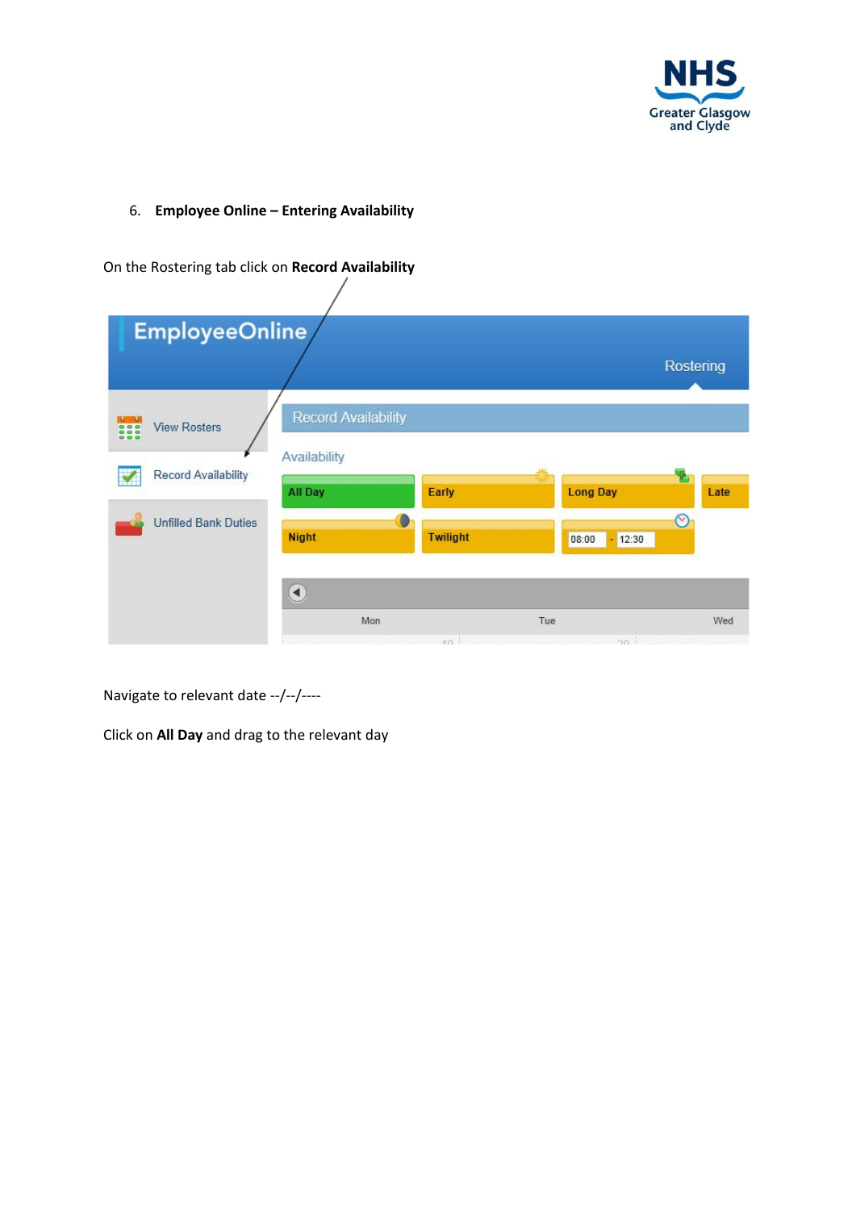6. **Employee Online – Entering Availability**

On the Rostering tab click on **Record Availability**

Navigate to relevant date --/--/----

Click on **All Day** and drag to the relevant day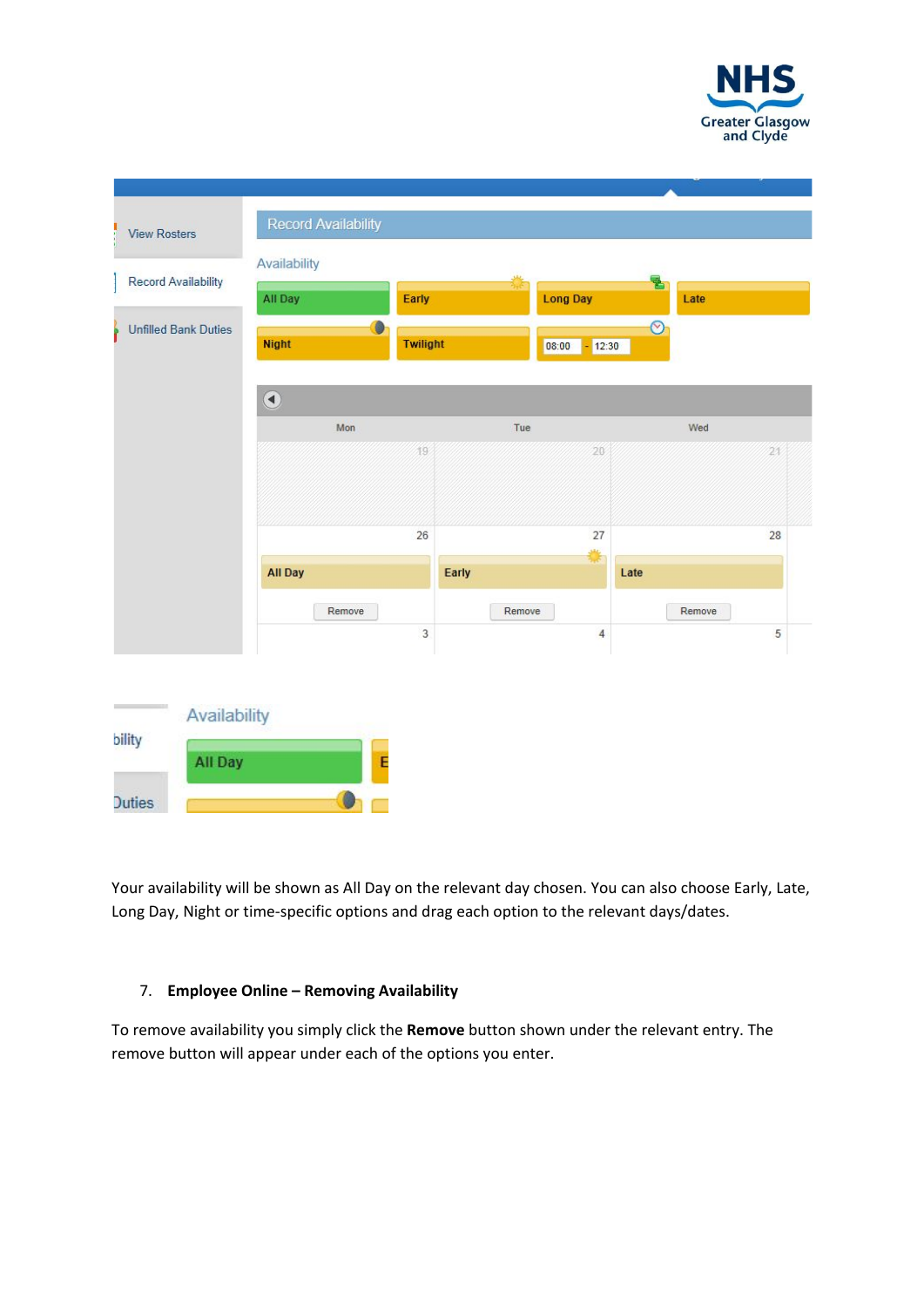Your availability will be shown as All Day on the relevant day chosen. You can also choose Early, Late, Long Day, Night or time-specific options and drag each option to the relevant days/dates.

7. **Employee Online – Removing Availability**

To remove availability you simply click the **Remove** button shown under the relevant entry. The remove button will appear under each of the options you enter.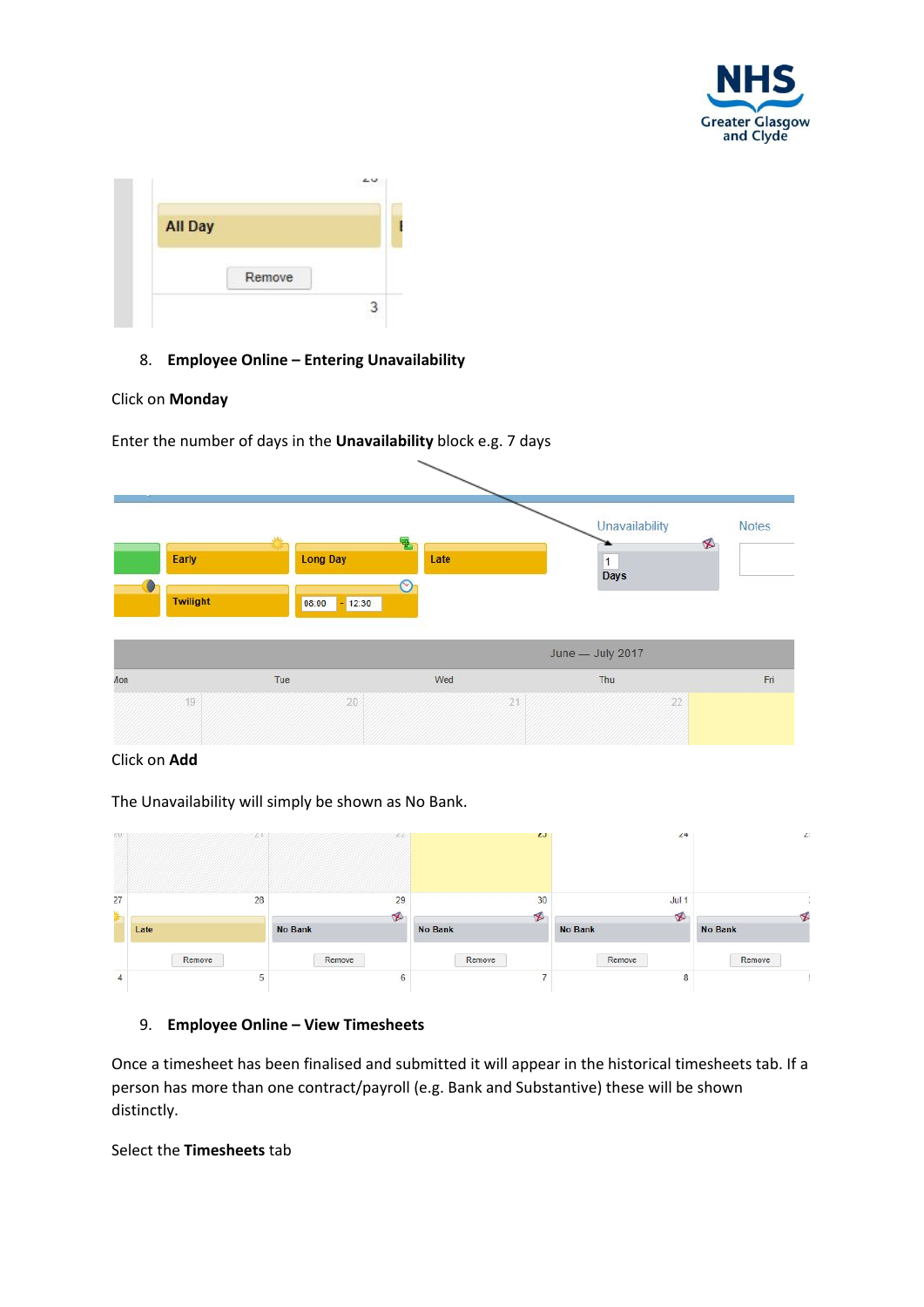## 8. Employee Online – Entering Unavailability

Click on **Monday**

Enter the number of days in the **Unavailability** block e.g. 7 days

Click on **Add**

The Unavailability will simply be shown as No Bank.

## 9. Employee Online – View Timesheets

Once a timesheet has been finalised and submitted it will appear in the historical timesheets tab. If a person has more than one contract/payroll (e.g. Bank and Substantive) these will be shown distinctly.

Select the **Timesheets** tab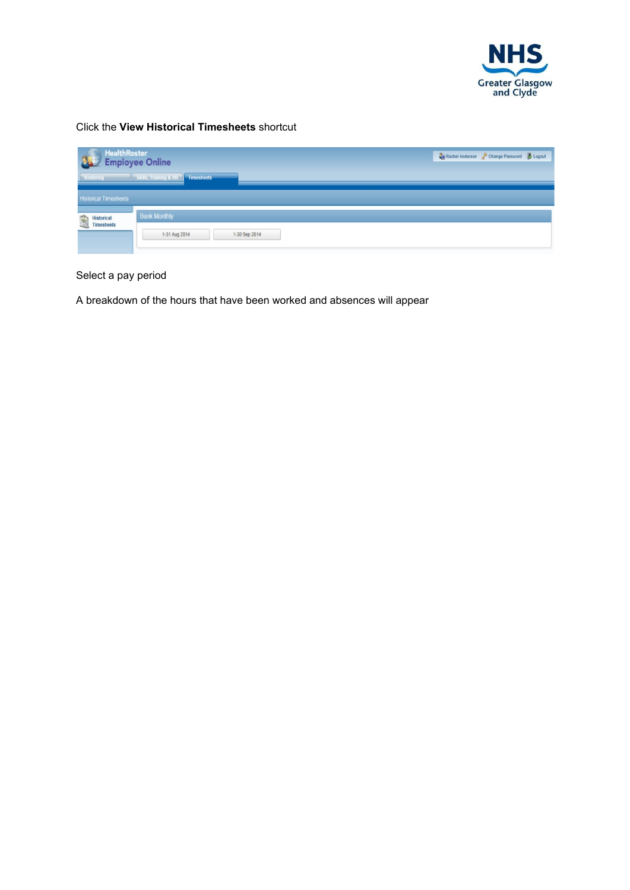Click the **View Historical Timesheets** shortcut

Select a pay period

A breakdown of the hours that have been worked and absences will appear